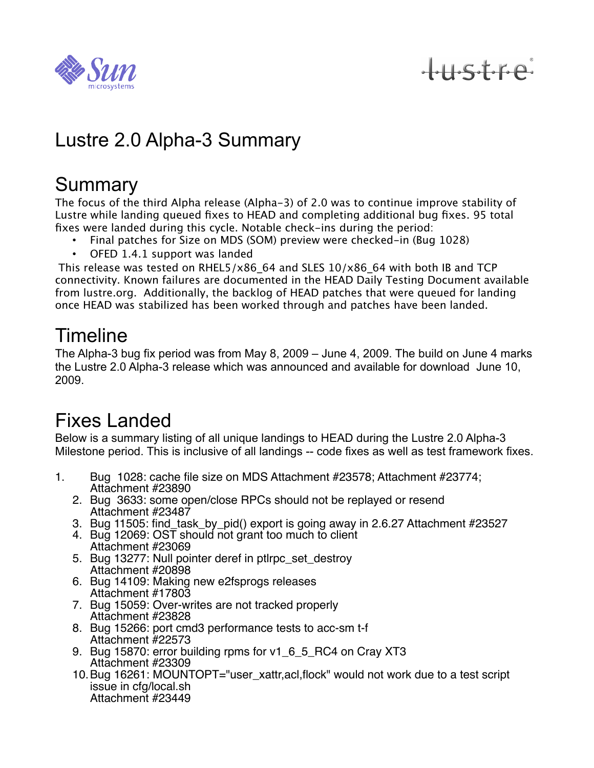# Lustre 2.0 Alpha-3 Summary

## Summary

The focus of the third Alpha release (Alpha-3) of 2.0 was to continue improve stability of Lustre while landing queued fixes to HEAD and completing additional bug fixes. 95 total fixes were landed during this cycle. Notable check-ins during the period:

- Final patches for Size on MDS (SOM) preview were checked-in (Bug 1028)
- OFED 1.4.1 support was landed

This release was tested on RHEL5/x86_64 and SLES 10/x86_64 with both IB and TCP connectivity. Known failures are documented in the HEAD Daily Testing Document available from lustre.org. Additionally, the backlog of HEAD patches that were queued for landing once HEAD was stabilized has been worked through and patches have been landed.

## Timeline

The Alpha-3 bug fix period was from May 8, 2009 – June 4, 2009. The build on June 4 marks the Lustre 2.0 Alpha-3 release which was announced and available for download June 10, 2009.

## Fixes Landed

Below is a summary listing of all unique landings to HEAD during the Lustre 2.0 Alpha-3 Milestone period. This is inclusive of all landings -- code fixes as well as test framework fixes.

1. Bug 1028: cache file size on MDS Attachment #23578; Attachment #23774; Attachment #23890
2. Bug 3633: some open/close RPCs should not be replayed or resend Attachment #23487
3. Bug 11505: find_task_by_pid() export is going away in 2.6.27 Attachment #23527
4. Bug 12069: OST should not grant too much to client Attachment #23069
5. Bug 13277: Null pointer deref in ptlrpc_set_destroy Attachment #20898
6. Bug 14109: Making new e2fsprogs releases Attachment #17803
7. Bug 15059: Over-writes are not tracked properly Attachment #23828
8. Bug 15266: port cmd3 performance tests to acc-sm t-f Attachment #22573
9. Bug 15870: error building rpms for v1_6_5_RC4 on Cray XT3 Attachment #23309
10. Bug 16261: MOUNTOPT="user_xattr,acl,flock" would not work due to a test script issue in cfg/local.sh Attachment #23449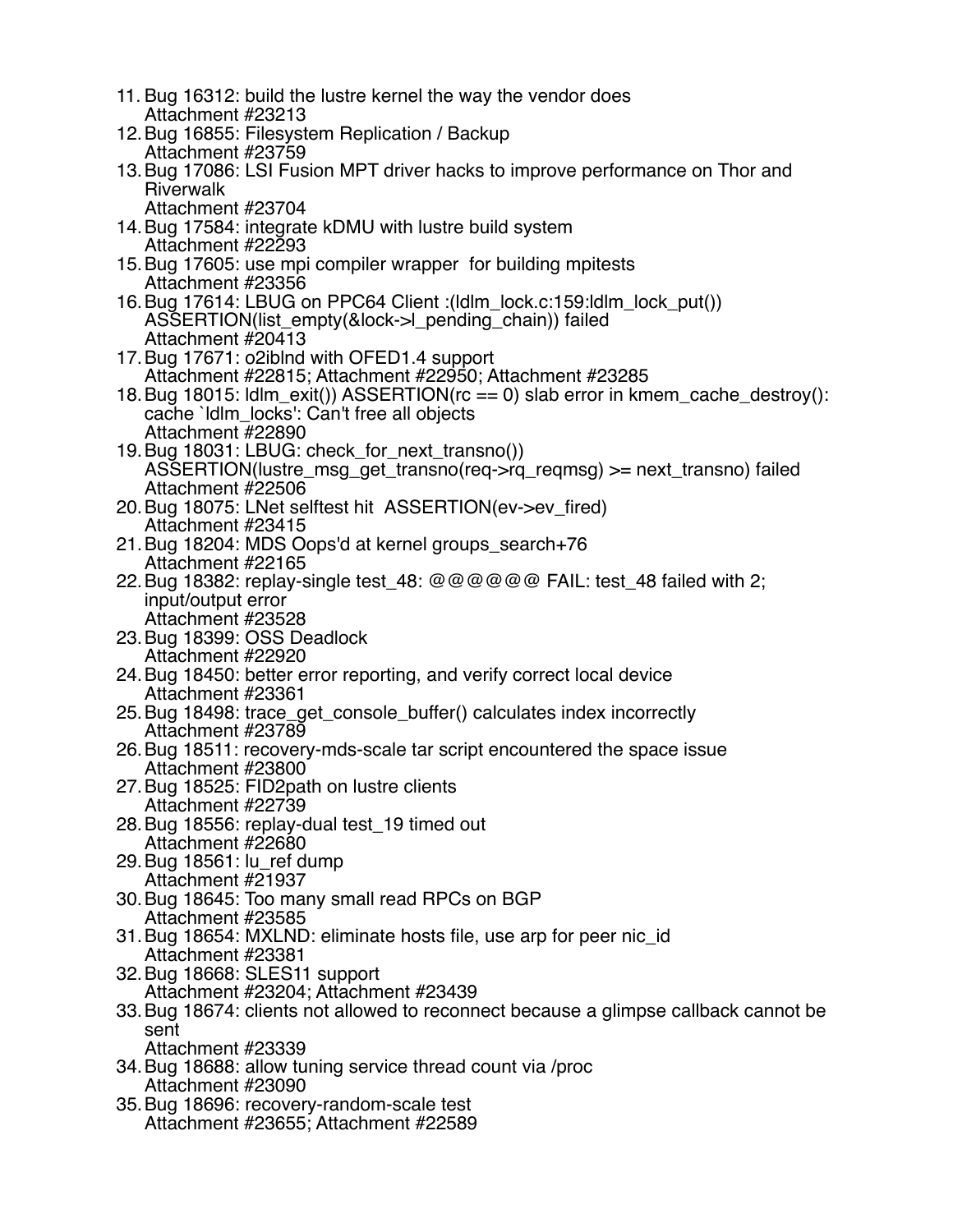11. Bug 16312: build the lustre kernel the way the vendor does
    Attachment #23213
12. Bug 16855: Filesystem Replication / Backup
    Attachment #23759
13. Bug 17086: LSI Fusion MPT driver hacks to improve performance on Thor and Riverwalk
    Attachment #23704
14. Bug 17584: integrate kDMU with lustre build system
    Attachment #22293
15. Bug 17605: use mpi compiler wrapper  for building mpitests
    Attachment #23356
16. Bug 17614: LBUG on PPC64 Client :(ldlm_lock.c:159:ldlm_lock_put()) ASSERTION(list_empty(&lock->l_pending_chain)) failed
    Attachment #20413
17. Bug 17671: o2iblnd with OFED1.4 support
    Attachment #22815; Attachment #22950; Attachment #23285
18. Bug 18015: ldlm_exit()) ASSERTION(rc == 0) slab error in kmem_cache_destroy(): cache `ldlm_locks': Can't free all objects
    Attachment #22890
19. Bug 18031: LBUG: check_for_next_transno()) ASSERTION(lustre_msg_get_transno(req->rq_reqmsg) >= next_transno) failed
    Attachment #22506
20. Bug 18075: LNet selftest hit  ASSERTION(ev->ev_fired)
    Attachment #23415
21. Bug 18204: MDS Oops'd at kernel groups_search+76
    Attachment #22165
22. Bug 18382: replay-single test_48: @@@@@@ FAIL: test_48 failed with 2; input/output error
    Attachment #23528
23. Bug 18399: OSS Deadlock
    Attachment #22920
24. Bug 18450: better error reporting, and verify correct local device
    Attachment #23361
25. Bug 18498: trace_get_console_buffer() calculates index incorrectly
    Attachment #23789
26. Bug 18511: recovery-mds-scale tar script encountered the space issue
    Attachment #23800
27. Bug 18525: FID2path on lustre clients
    Attachment #22739
28. Bug 18556: replay-dual test_19 timed out
    Attachment #22680
29. Bug 18561: lu_ref dump
    Attachment #21937
30. Bug 18645: Too many small read RPCs on BGP
    Attachment #23585
31. Bug 18654: MXLND: eliminate hosts file, use arp for peer nic_id
    Attachment #23381
32. Bug 18668: SLES11 support
    Attachment #23204; Attachment #23439
33. Bug 18674: clients not allowed to reconnect because a glimpse callback cannot be sent
    Attachment #23339
34. Bug 18688: allow tuning service thread count via /proc
    Attachment #23090
35. Bug 18696: recovery-random-scale test
    Attachment #23655; Attachment #22589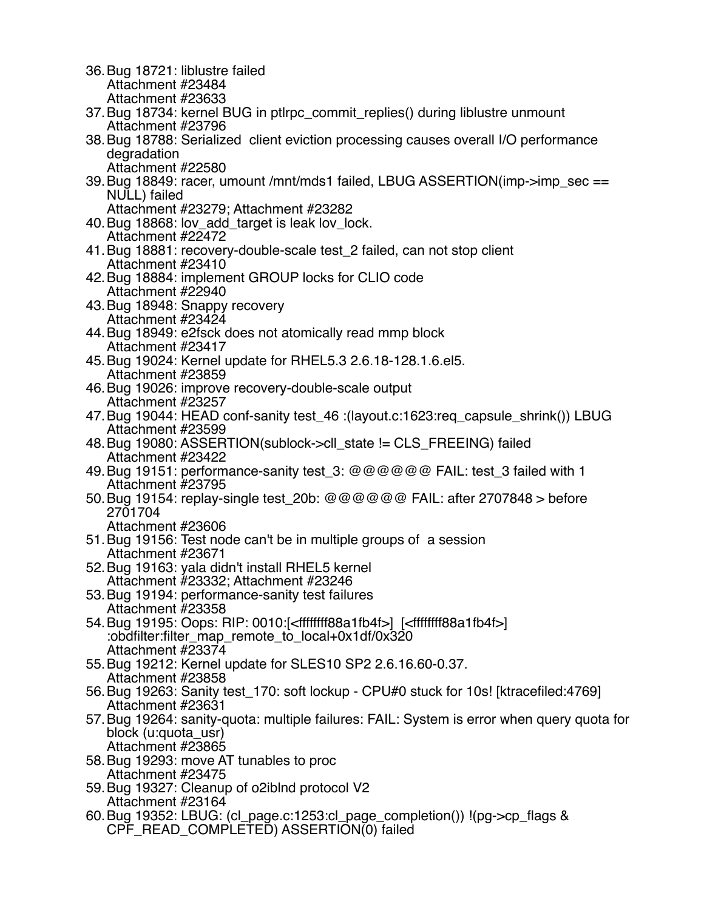36. Bug 18721: liblustre failed
    Attachment #23484
    Attachment #23633
37. Bug 18734: kernel BUG in ptlrpc_commit_replies() during liblustre unmount
    Attachment #23796
38. Bug 18788: Serialized  client eviction processing causes overall I/O performance degradation
    Attachment #22580
39. Bug 18849: racer, umount /mnt/mds1 failed, LBUG ASSERTION(imp->imp_sec == NULL) failed
    Attachment #23279; Attachment #23282
40. Bug 18868: lov_add_target is leak lov_lock.
    Attachment #22472
41. Bug 18881: recovery-double-scale test_2 failed, can not stop client
    Attachment #23410
42. Bug 18884: implement GROUP locks for CLIO code
    Attachment #22940
43. Bug 18948: Snappy recovery
    Attachment #23424
44. Bug 18949: e2fsck does not atomically read mmp block
    Attachment #23417
45. Bug 19024: Kernel update for RHEL5.3 2.6.18-128.1.6.el5.
    Attachment #23859
46. Bug 19026: improve recovery-double-scale output
    Attachment #23257
47. Bug 19044: HEAD conf-sanity test_46 :(layout.c:1623:req_capsule_shrink()) LBUG
    Attachment #23599
48. Bug 19080: ASSERTION(sublock->cll_state != CLS_FREEING) failed
    Attachment #23422
49. Bug 19151: performance-sanity test_3: @@@@@@ FAIL: test_3 failed with 1
    Attachment #23795
50. Bug 19154: replay-single test_20b: @@@@@@ FAIL: after 2707848 > before 2701704
    Attachment #23606
51. Bug 19156: Test node can't be in multiple groups of  a session
    Attachment #23671
52. Bug 19163: yala didn't install RHEL5 kernel
    Attachment #23332; Attachment #23246
53. Bug 19194: performance-sanity test failures
    Attachment #23358
54. Bug 19195: Oops: RIP: 0010:[<ffffffff88a1fb4f>]  [<ffffffff88a1fb4f>] :obdfilter:filter_map_remote_to_local+0x1df/0x320
    Attachment #23374
55. Bug 19212: Kernel update for SLES10 SP2 2.6.16.60-0.37.
    Attachment #23858
56. Bug 19263: Sanity test_170: soft lockup - CPU#0 stuck for 10s! [ktracefiled:4769]
    Attachment #23631
57. Bug 19264: sanity-quota: multiple failures: FAIL: System is error when query quota for block (u:quota_usr)
    Attachment #23865
58. Bug 19293: move AT tunables to proc
    Attachment #23475
59. Bug 19327: Cleanup of o2iblnd protocol V2
    Attachment #23164
60. Bug 19352: LBUG: (cl_page.c:1253:cl_page_completion()) !(pg->cp_flags & CPF_READ_COMPLETED) ASSERTION(0) failed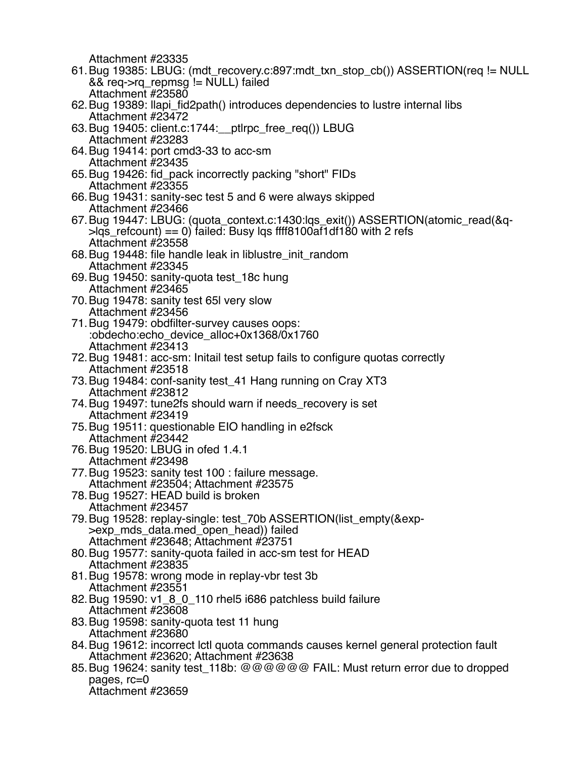Attachment #23335

61. Bug 19385: LBUG: (mdt_recovery.c:897:mdt_txn_stop_cb()) ASSERTION(req != NULL && req->rq_repmsg != NULL) failed
    Attachment #23580
62. Bug 19389: llapi_fid2path() introduces dependencies to lustre internal libs
    Attachment #23472
63. Bug 19405: client.c:1744:__ptlrpc_free_req()) LBUG
    Attachment #23283
64. Bug 19414: port cmd3-33 to acc-sm
    Attachment #23435
65. Bug 19426: fid_pack incorrectly packing "short" FIDs
    Attachment #23355
66. Bug 19431: sanity-sec test 5 and 6 were always skipped
    Attachment #23466
67. Bug 19447: LBUG: (quota_context.c:1430:lqs_exit()) ASSERTION(atomic_read(&q->lqs_refcount) == 0) failed: Busy lqs ffff8100af1df180 with 2 refs
    Attachment #23558
68. Bug 19448: file handle leak in liblustre_init_random
    Attachment #23345
69. Bug 19450: sanity-quota test_18c hung
    Attachment #23465
70. Bug 19478: sanity test 65l very slow
    Attachment #23456
71. Bug 19479: obdfilter-survey causes oops: :obdecho:echo_device_alloc+0x1368/0x1760
    Attachment #23413
72. Bug 19481: acc-sm: Initail test setup fails to configure quotas correctly
    Attachment #23518
73. Bug 19484: conf-sanity test_41 Hang running on Cray XT3
    Attachment #23812
74. Bug 19497: tune2fs should warn if needs_recovery is set
    Attachment #23419
75. Bug 19511: questionable EIO handling in e2fsck
    Attachment #23442
76. Bug 19520: LBUG in ofed 1.4.1
    Attachment #23498
77. Bug 19523: sanity test 100 : failure message.
    Attachment #23504; Attachment #23575
78. Bug 19527: HEAD build is broken
    Attachment #23457
79. Bug 19528: replay-single: test_70b ASSERTION(list_empty(&exp->exp_mds_data.med_open_head)) failed
    Attachment #23648; Attachment #23751
80. Bug 19577: sanity-quota failed in acc-sm test for HEAD
    Attachment #23835
81. Bug 19578: wrong mode in replay-vbr test 3b
    Attachment #23551
82. Bug 19590: v1_8_0_110 rhel5 i686 patchless build failure
    Attachment #23608
83. Bug 19598: sanity-quota test 11 hung
    Attachment #23680
84. Bug 19612: incorrect lctl quota commands causes kernel general protection fault
    Attachment #23620; Attachment #23638
85. Bug 19624: sanity test_118b: @@@@@@ FAIL: Must return error due to dropped pages, rc=0
    Attachment #23659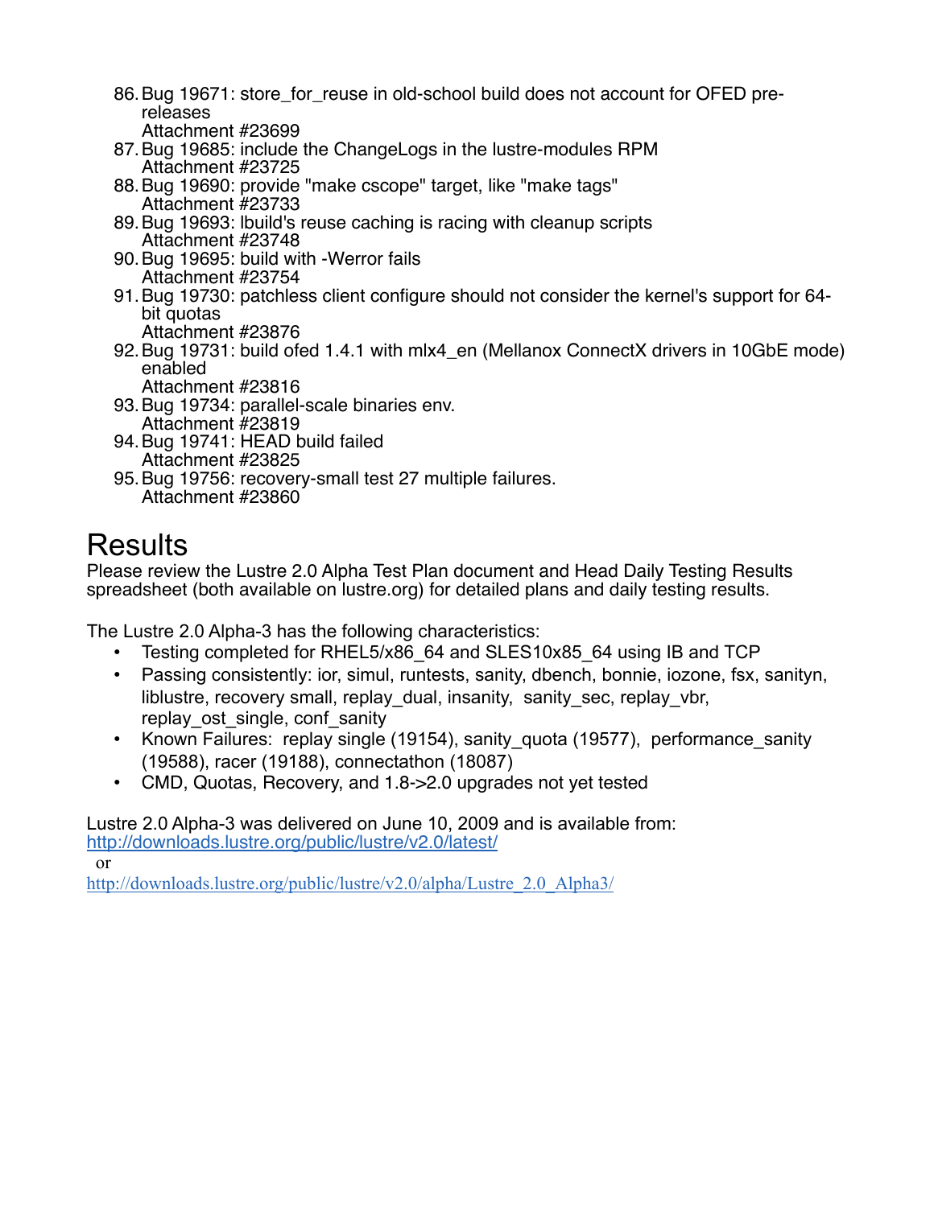86. Bug 19671: store_for_reuse in old-school build does not account for OFED pre-releases  
    Attachment #23699
87. Bug 19685: include the ChangeLogs in the lustre-modules RPM  
    Attachment #23725
88. Bug 19690: provide "make cscope" target, like "make tags"  
    Attachment #23733
89. Bug 19693: lbuild's reuse caching is racing with cleanup scripts  
    Attachment #23748
90. Bug 19695: build with -Werror fails  
    Attachment #23754
91. Bug 19730: patchless client configure should not consider the kernel's support for 64-bit quotas  
    Attachment #23876
92. Bug 19731: build ofed 1.4.1 with mlx4_en (Mellanox ConnectX drivers in 10GbE mode) enabled  
    Attachment #23816
93. Bug 19734: parallel-scale binaries env.  
    Attachment #23819
94. Bug 19741: HEAD build failed  
    Attachment #23825
95. Bug 19756: recovery-small test 27 multiple failures.  
    Attachment #23860

# Results

Please review the Lustre 2.0 Alpha Test Plan document and Head Daily Testing Results spreadsheet (both available on lustre.org) for detailed plans and daily testing results.

The Lustre 2.0 Alpha-3 has the following characteristics:

- Testing completed for RHEL5/x86_64 and SLES10x85_64 using IB and TCP
- Passing consistently: ior, simul, runtests, sanity, dbench, bonnie, iozone, fsx, sanityn, liblustre, recovery small, replay_dual, insanity, sanity_sec, replay_vbr, replay_ost_single, conf_sanity
- Known Failures: replay single (19154), sanity_quota (19577), performance_sanity (19588), racer (19188), connectathon (18087)
- CMD, Quotas, Recovery, and 1.8->2.0 upgrades not yet tested

Lustre 2.0 Alpha-3 was delivered on June 10, 2009 and is available from:  
http://downloads.lustre.org/public/lustre/v2.0/latest/  
or  
http://downloads.lustre.org/public/lustre/v2.0/alpha/Lustre_2.0_Alpha3/